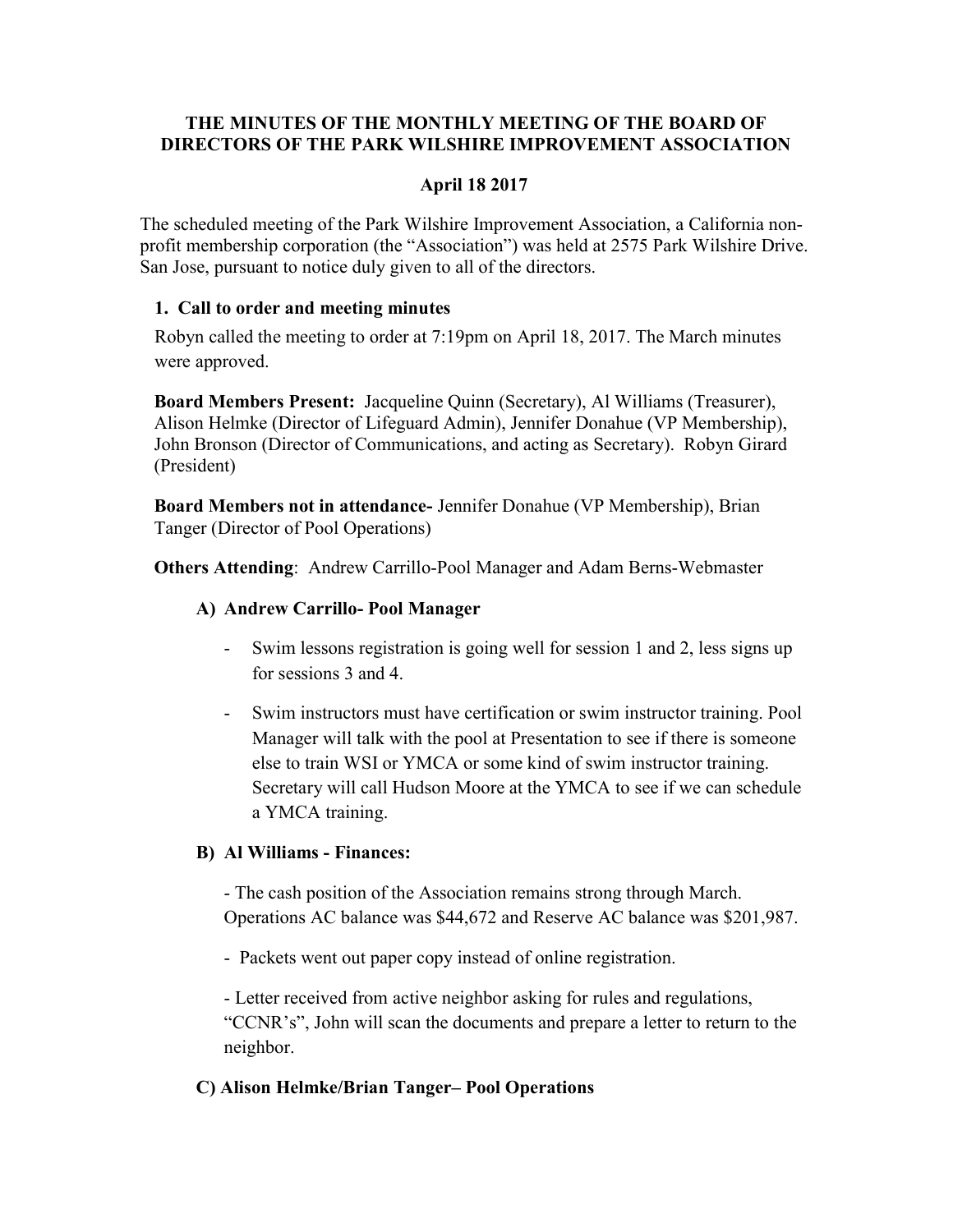# THE MINUTES OF THE MONTHLY MEETING OF THE BOARD OF DIRECTORS OF THE PARK WILSHIRE IMPROVEMENT ASSOCIATION

## April 18 2017

The scheduled meeting of the Park Wilshire Improvement Association, a California non-profit membership corporation (the "Association") was held at 2575 Park Wilshire Drive. San Jose, pursuant to notice duly given to all of the directors.

### 1. Call to order and meeting minutes

Robyn called the meeting to order at 7:19pm on April 18, 2017. The March minutes were approved.

**Board Members Present:** Jacqueline Quinn (Secretary), Al Williams (Treasurer), Alison Helmke (Director of Lifeguard Admin), Jennifer Donahue (VP Membership), John Bronson (Director of Communications, and acting as Secretary). Robyn Girard (President)

**Board Members not in attendance-** Jennifer Donahue (VP Membership), Brian Tanger (Director of Pool Operations)

**Others Attending**: Andrew Carrillo-Pool Manager and Adam Berns-Webmaster

#### A) Andrew Carrillo- Pool Manager

- Swim lessons registration is going well for session 1 and 2, less signs up for sessions 3 and 4.
- Swim instructors must have certification or swim instructor training. Pool Manager will talk with the pool at Presentation to see if there is someone else to train WSI or YMCA or some kind of swim instructor training. Secretary will call Hudson Moore at the YMCA to see if we can schedule a YMCA training.

#### B) Al Williams - Finances:

- The cash position of the Association remains strong through March. Operations AC balance was $44,672 and Reserve AC balance was $201,987.

- Packets went out paper copy instead of online registration.

- Letter received from active neighbor asking for rules and regulations, "CCNR's", John will scan the documents and prepare a letter to return to the neighbor.

#### C) Alison Helmke/Brian Tanger– Pool Operations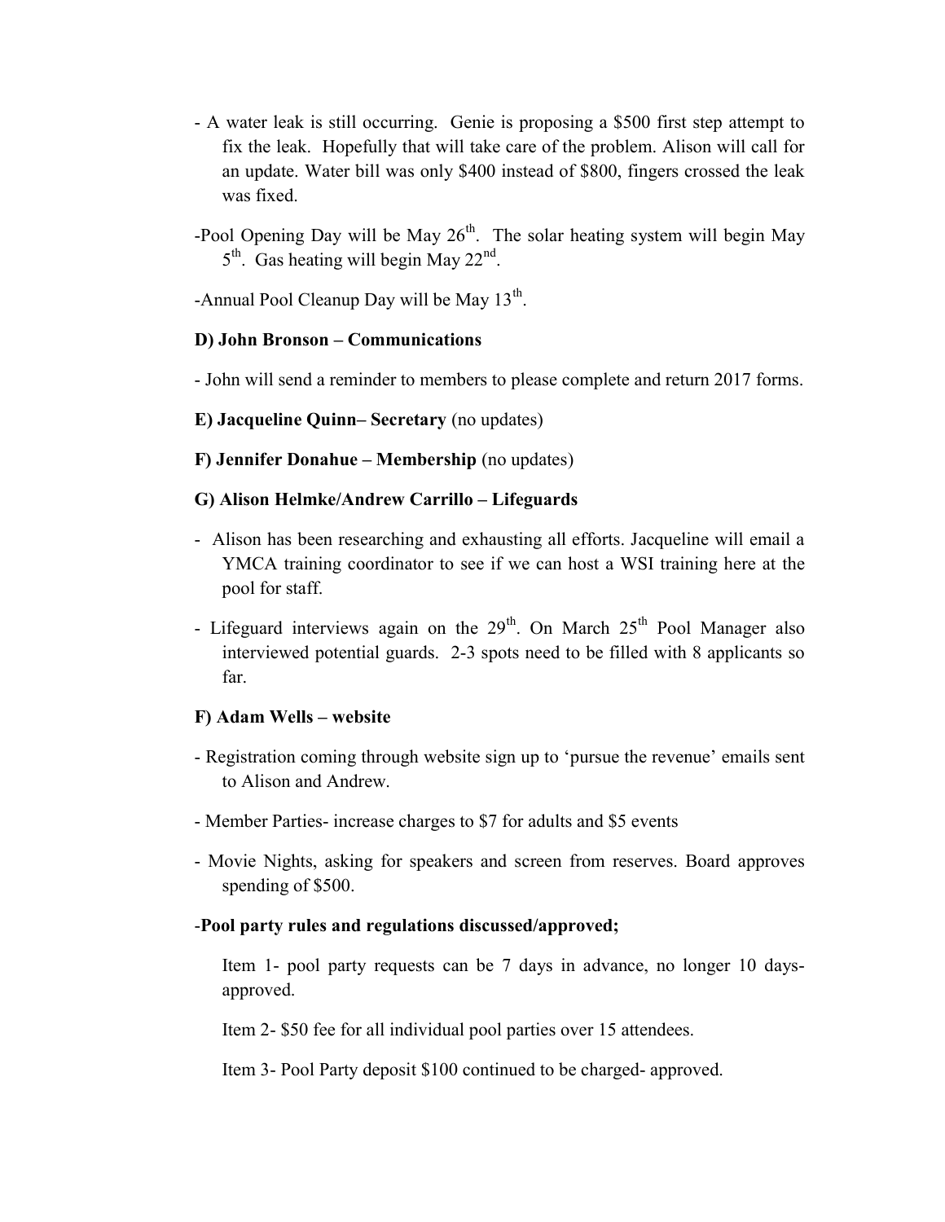- A water leak is still occurring. Genie is proposing a $500 first step attempt to fix the leak. Hopefully that will take care of the problem. Alison will call for an update. Water bill was only $400 instead of $800, fingers crossed the leak was fixed.

-Pool Opening Day will be May 26th. The solar heating system will begin May 5th. Gas heating will begin May 22nd.

-Annual Pool Cleanup Day will be May 13th.

**D) John Bronson – Communications**

- John will send a reminder to members to please complete and return 2017 forms.

**E) Jacqueline Quinn– Secretary** (no updates)

**F) Jennifer Donahue – Membership** (no updates)

**G) Alison Helmke/Andrew Carrillo – Lifeguards**

- Alison has been researching and exhausting all efforts. Jacqueline will email a YMCA training coordinator to see if we can host a WSI training here at the pool for staff.

- Lifeguard interviews again on the 29th. On March 25th Pool Manager also interviewed potential guards. 2-3 spots need to be filled with 8 applicants so far.

**F) Adam Wells – website**

- Registration coming through website sign up to 'pursue the revenue' emails sent to Alison and Andrew.

- Member Parties- increase charges to $7 for adults and $5 events

- Movie Nights, asking for speakers and screen from reserves. Board approves spending of $500.

-**Pool party rules and regulations discussed/approved;**

Item 1- pool party requests can be 7 days in advance, no longer 10 days- approved.

Item 2- $50 fee for all individual pool parties over 15 attendees.

Item 3- Pool Party deposit $100 continued to be charged- approved.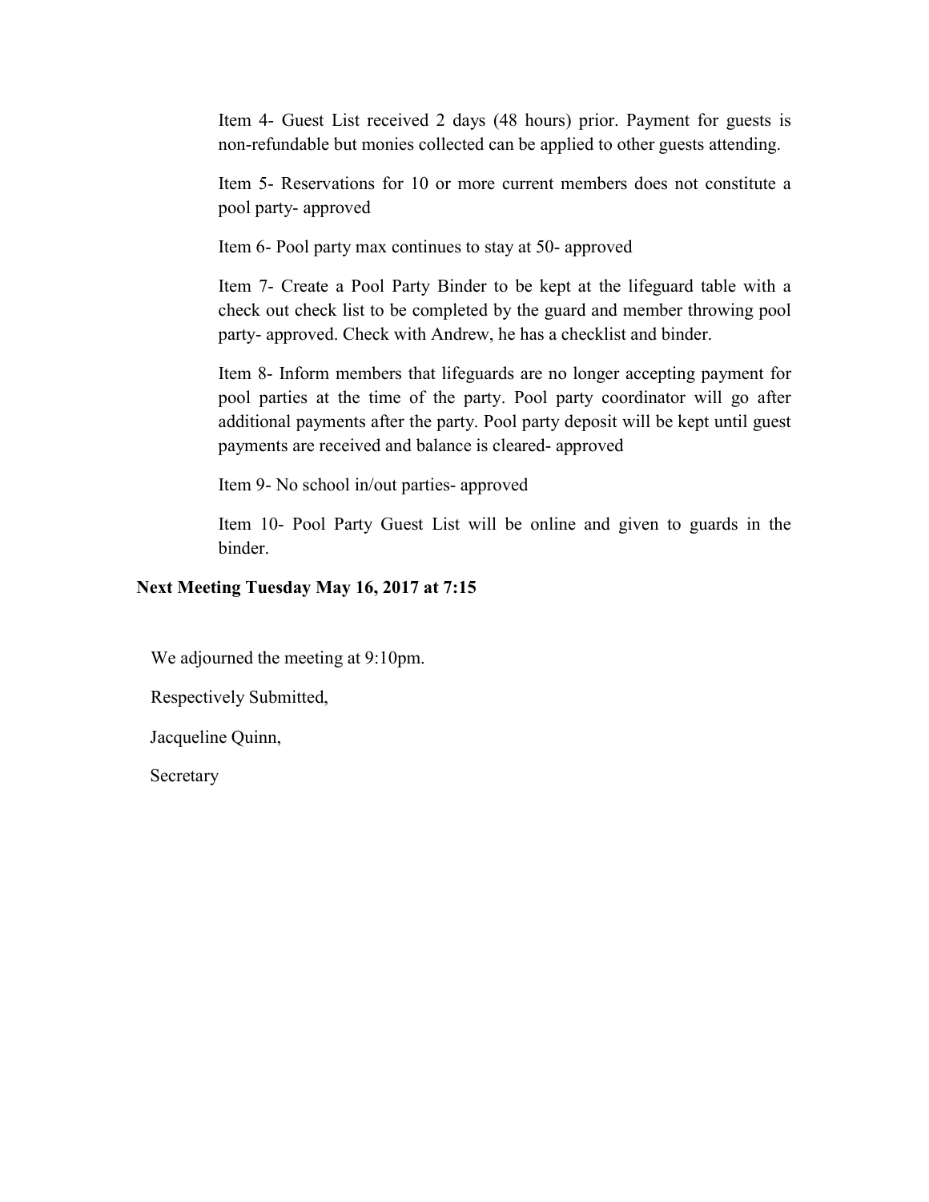Item 4- Guest List received 2 days (48 hours) prior. Payment for guests is non-refundable but monies collected can be applied to other guests attending.

Item 5- Reservations for 10 or more current members does not constitute a pool party- approved

Item 6- Pool party max continues to stay at 50- approved

Item 7- Create a Pool Party Binder to be kept at the lifeguard table with a check out check list to be completed by the guard and member throwing pool party- approved. Check with Andrew, he has a checklist and binder.

Item 8- Inform members that lifeguards are no longer accepting payment for pool parties at the time of the party. Pool party coordinator will go after additional payments after the party. Pool party deposit will be kept until guest payments are received and balance is cleared- approved

Item 9- No school in/out parties- approved

Item 10- Pool Party Guest List will be online and given to guards in the binder.

**Next Meeting Tuesday May 16, 2017 at 7:15**

We adjourned the meeting at 9:10pm.

Respectively Submitted,

Jacqueline Quinn,

Secretary